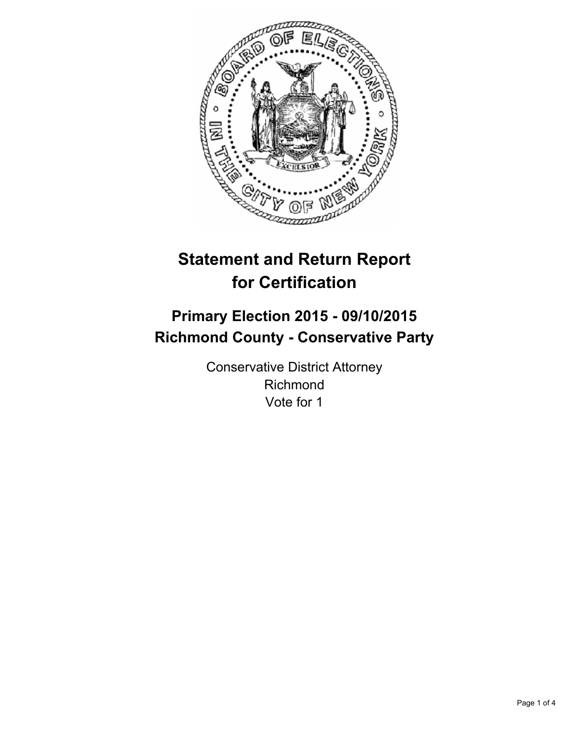# Statement and Return Report for Certification

## Primary Election 2015 - 09/10/2015
## Richmond County - Conservative Party

Conservative District Attorney
Richmond
Vote for 1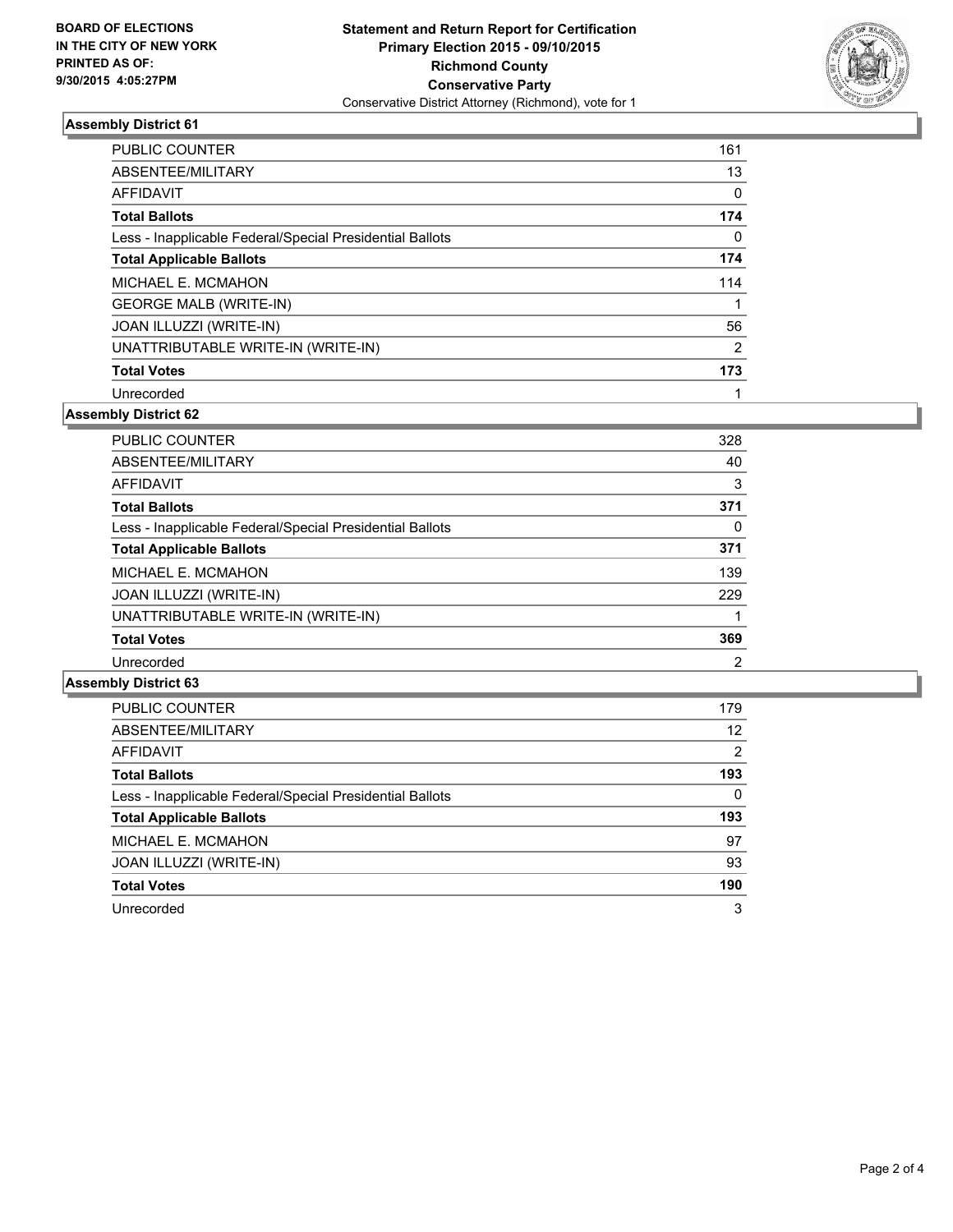BOARD OF ELECTIONS
IN THE CITY OF NEW YORK
PRINTED AS OF:
9/30/2015 4:05:27PM

**Statement and Return Report for Certification**
**Primary Election 2015 - 09/10/2015**
**Richmond County**
**Conservative Party**
Conservative District Attorney (Richmond), vote for 1

### Assembly District 61

| | |
|---|---|
| PUBLIC COUNTER | 161 |
| ABSENTEE/MILITARY | 13 |
| AFFIDAVIT | 0 |
| **Total Ballots** | **174** |
| Less - Inapplicable Federal/Special Presidential Ballots | 0 |
| **Total Applicable Ballots** | **174** |
| MICHAEL E. MCMAHON | 114 |
| GEORGE MALB (WRITE-IN) | 1 |
| JOAN ILLUZZI (WRITE-IN) | 56 |
| UNATTRIBUTABLE WRITE-IN (WRITE-IN) | 2 |
| **Total Votes** | **173** |
| Unrecorded | 1 |

### Assembly District 62

| | |
|---|---|
| PUBLIC COUNTER | 328 |
| ABSENTEE/MILITARY | 40 |
| AFFIDAVIT | 3 |
| **Total Ballots** | **371** |
| Less - Inapplicable Federal/Special Presidential Ballots | 0 |
| **Total Applicable Ballots** | **371** |
| MICHAEL E. MCMAHON | 139 |
| JOAN ILLUZZI (WRITE-IN) | 229 |
| UNATTRIBUTABLE WRITE-IN (WRITE-IN) | 1 |
| **Total Votes** | **369** |
| Unrecorded | 2 |

### Assembly District 63

| | |
|---|---|
| PUBLIC COUNTER | 179 |
| ABSENTEE/MILITARY | 12 |
| AFFIDAVIT | 2 |
| **Total Ballots** | **193** |
| Less - Inapplicable Federal/Special Presidential Ballots | 0 |
| **Total Applicable Ballots** | **193** |
| MICHAEL E. MCMAHON | 97 |
| JOAN ILLUZZI (WRITE-IN) | 93 |
| **Total Votes** | **190** |
| Unrecorded | 3 |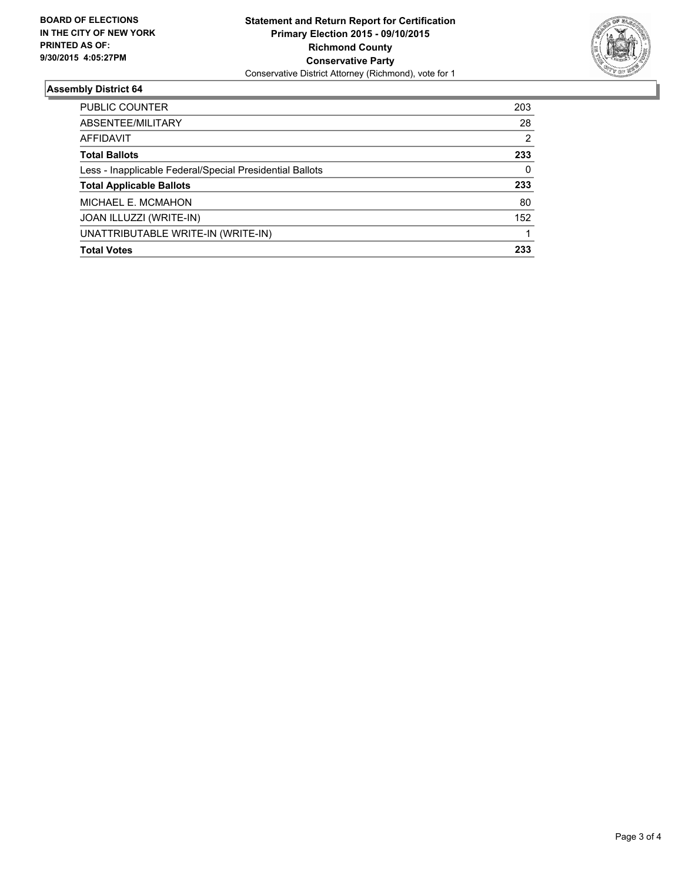**BOARD OF ELECTIONS IN THE CITY OF NEW YORK PRINTED AS OF: 9/30/2015 4:05:27PM**

**Statement and Return Report for Certification**
**Primary Election 2015 - 09/10/2015**
**Richmond County**
**Conservative Party**
Conservative District Attorney (Richmond), vote for 1

## Assembly District 64

| | |
|---|---|
| PUBLIC COUNTER | 203 |
| ABSENTEE/MILITARY | 28 |
| AFFIDAVIT | 2 |
| **Total Ballots** | **233** |
| Less - Inapplicable Federal/Special Presidential Ballots | 0 |
| **Total Applicable Ballots** | **233** |
| MICHAEL E. MCMAHON | 80 |
| JOAN ILLUZZI (WRITE-IN) | 152 |
| UNATTRIBUTABLE WRITE-IN (WRITE-IN) | 1 |
| **Total Votes** | **233** |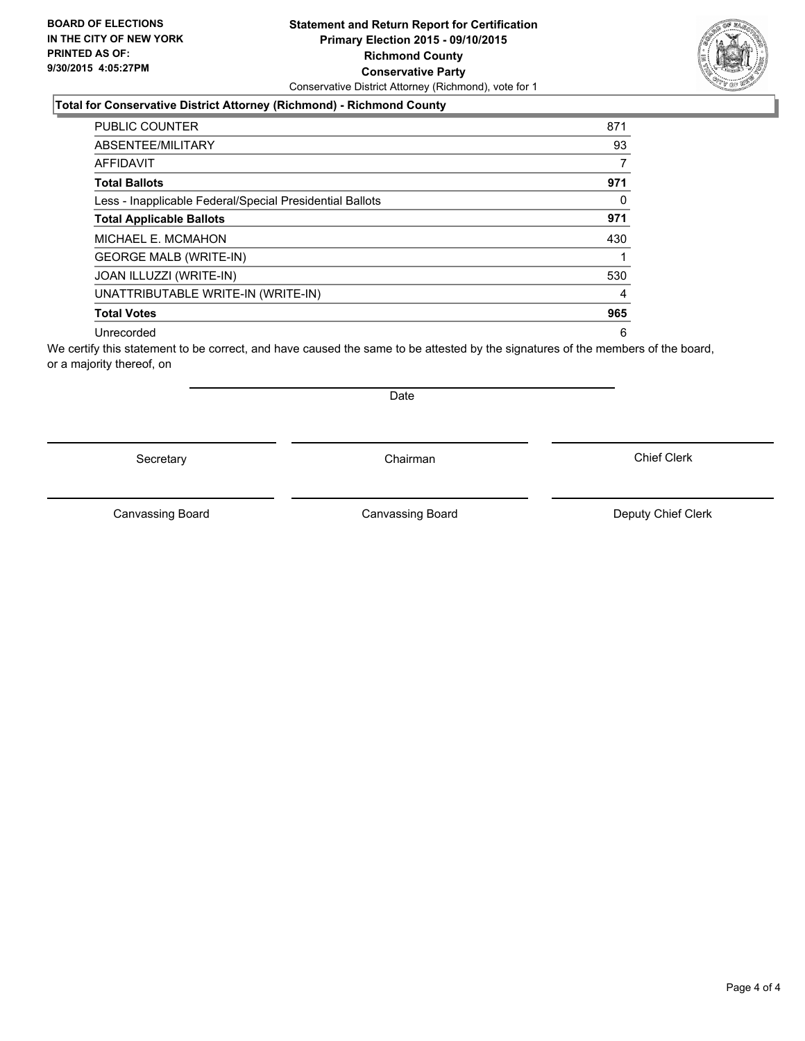**BOARD OF ELECTIONS IN THE CITY OF NEW YORK PRINTED AS OF: 9/30/2015 4:05:27PM**

**Statement and Return Report for Certification**
**Primary Election 2015 - 09/10/2015**
**Richmond County**
**Conservative Party**
Conservative District Attorney (Richmond), vote for 1

### Total for Conservative District Attorney (Richmond) - Richmond County

| | |
|---|---|
| PUBLIC COUNTER | 871 |
| ABSENTEE/MILITARY | 93 |
| AFFIDAVIT | 7 |
| **Total Ballots** | **971** |
| Less - Inapplicable Federal/Special Presidential Ballots | 0 |
| **Total Applicable Ballots** | **971** |
| MICHAEL E. MCMAHON | 430 |
| GEORGE MALB (WRITE-IN) | 1 |
| JOAN ILLUZZI (WRITE-IN) | 530 |
| UNATTRIBUTABLE WRITE-IN (WRITE-IN) | 4 |
| **Total Votes** | **965** |
| Unrecorded | 6 |

We certify this statement to be correct, and have caused the same to be attested by the signatures of the members of the board, or a majority thereof, on

Date

Secretary

Chairman

Chief Clerk

Canvassing Board

Canvassing Board

Deputy Chief Clerk